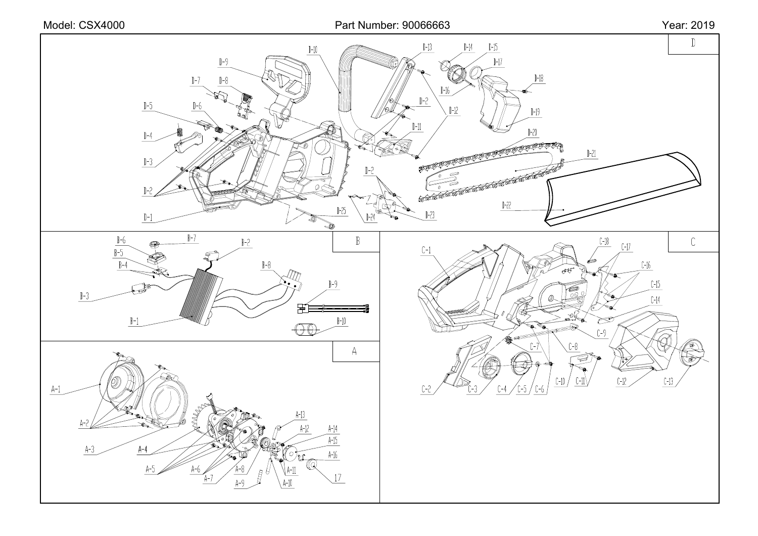Model: CSX4000 Part Number: 90066663 Year: 2019

## D

D-1, D-2, D-3, D-4, D-5, D-6, D-7, D-8, D-9, D-10, D-11, D-12, D-13, D-14, D-15, D-16, D-17, D-18, D-19, D-20, D-21, D-22, D-23, D-24, D-25

## B

B-1, B-2, B-3, B-4, B-5, B-6, B-7, B-8, B-9, B-10

## C

C-1, C-2, C-3, C-4, C-5, C-6, C-7, C-8, C-9, C-10, C-11, C-12, C-13, C-14, C-15, C-16, C-17, C-18

## A

A-1, A-2, A-3, A-4, A-5, A-6, A-7, A-8, A-9, A-10, A-11, A-12, A-13, A-14, A-15, A-16, 17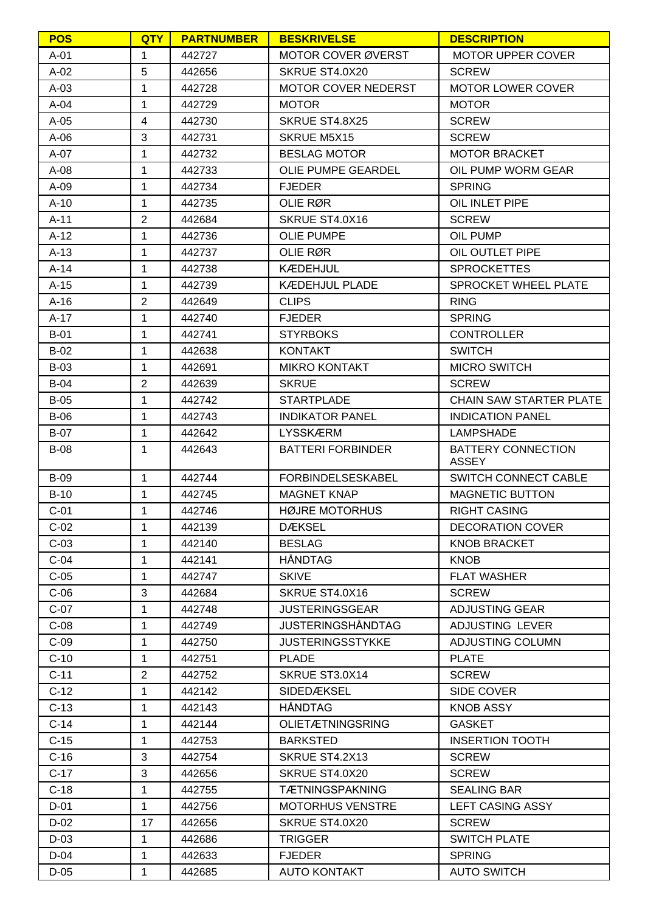| POS | QTY | PARTNUMBER | BESKRIVELSE | DESCRIPTION |
|---|---|---|---|---|
| A-01 | 1 | 442727 | MOTOR COVER ØVERST | MOTOR UPPER COVER |
| A-02 | 5 | 442656 | SKRUE ST4.0X20 | SCREW |
| A-03 | 1 | 442728 | MOTOR COVER NEDERST | MOTOR LOWER COVER |
| A-04 | 1 | 442729 | MOTOR | MOTOR |
| A-05 | 4 | 442730 | SKRUE ST4.8X25 | SCREW |
| A-06 | 3 | 442731 | SKRUE M5X15 | SCREW |
| A-07 | 1 | 442732 | BESLAG MOTOR | MOTOR BRACKET |
| A-08 | 1 | 442733 | OLIE PUMPE GEARDEL | OIL PUMP WORM GEAR |
| A-09 | 1 | 442734 | FJEDER | SPRING |
| A-10 | 1 | 442735 | OLIE RØR | OIL INLET PIPE |
| A-11 | 2 | 442684 | SKRUE ST4.0X16 | SCREW |
| A-12 | 1 | 442736 | OLIE PUMPE | OIL PUMP |
| A-13 | 1 | 442737 | OLIE RØR | OIL OUTLET PIPE |
| A-14 | 1 | 442738 | KÆDEHJUL | SPROCKETTES |
| A-15 | 1 | 442739 | KÆDEHJUL PLADE | SPROCKET WHEEL PLATE |
| A-16 | 2 | 442649 | CLIPS | RING |
| A-17 | 1 | 442740 | FJEDER | SPRING |
| B-01 | 1 | 442741 | STYRBOKS | CONTROLLER |
| B-02 | 1 | 442638 | KONTAKT | SWITCH |
| B-03 | 1 | 442691 | MIKRO KONTAKT | MICRO SWITCH |
| B-04 | 2 | 442639 | SKRUE | SCREW |
| B-05 | 1 | 442742 | STARTPLADE | CHAIN SAW STARTER PLATE |
| B-06 | 1 | 442743 | INDIKATOR PANEL | INDICATION PANEL |
| B-07 | 1 | 442642 | LYSSKÆRM | LAMPSHADE |
| B-08 | 1 | 442643 | BATTERI FORBINDER | BATTERY CONNECTION ASSEY |
| B-09 | 1 | 442744 | FORBINDELSESKABEL | SWITCH CONNECT CABLE |
| B-10 | 1 | 442745 | MAGNET KNAP | MAGNETIC BUTTON |
| C-01 | 1 | 442746 | HØJRE MOTORHUS | RIGHT CASING |
| C-02 | 1 | 442139 | DÆKSEL | DECORATION COVER |
| C-03 | 1 | 442140 | BESLAG | KNOB BRACKET |
| C-04 | 1 | 442141 | HÅNDTAG | KNOB |
| C-05 | 1 | 442747 | SKIVE | FLAT WASHER |
| C-06 | 3 | 442684 | SKRUE ST4.0X16 | SCREW |
| C-07 | 1 | 442748 | JUSTERINGSGEAR | ADJUSTING GEAR |
| C-08 | 1 | 442749 | JUSTERINGSHÅNDTAG | ADJUSTING LEVER |
| C-09 | 1 | 442750 | JUSTERINGSSTYKKE | ADJUSTING COLUMN |
| C-10 | 1 | 442751 | PLADE | PLATE |
| C-11 | 2 | 442752 | SKRUE ST3.0X14 | SCREW |
| C-12 | 1 | 442142 | SIDEDÆKSEL | SIDE COVER |
| C-13 | 1 | 442143 | HÅNDTAG | KNOB ASSY |
| C-14 | 1 | 442144 | OLIETÆTNINGSRING | GASKET |
| C-15 | 1 | 442753 | BARKSTED | INSERTION TOOTH |
| C-16 | 3 | 442754 | SKRUE ST4.2X13 | SCREW |
| C-17 | 3 | 442656 | SKRUE ST4.0X20 | SCREW |
| C-18 | 1 | 442755 | TÆTNINGSPAKNING | SEALING BAR |
| D-01 | 1 | 442756 | MOTORHUS VENSTRE | LEFT CASING ASSY |
| D-02 | 17 | 442656 | SKRUE ST4.0X20 | SCREW |
| D-03 | 1 | 442686 | TRIGGER | SWITCH PLATE |
| D-04 | 1 | 442633 | FJEDER | SPRING |
| D-05 | 1 | 442685 | AUTO KONTAKT | AUTO SWITCH |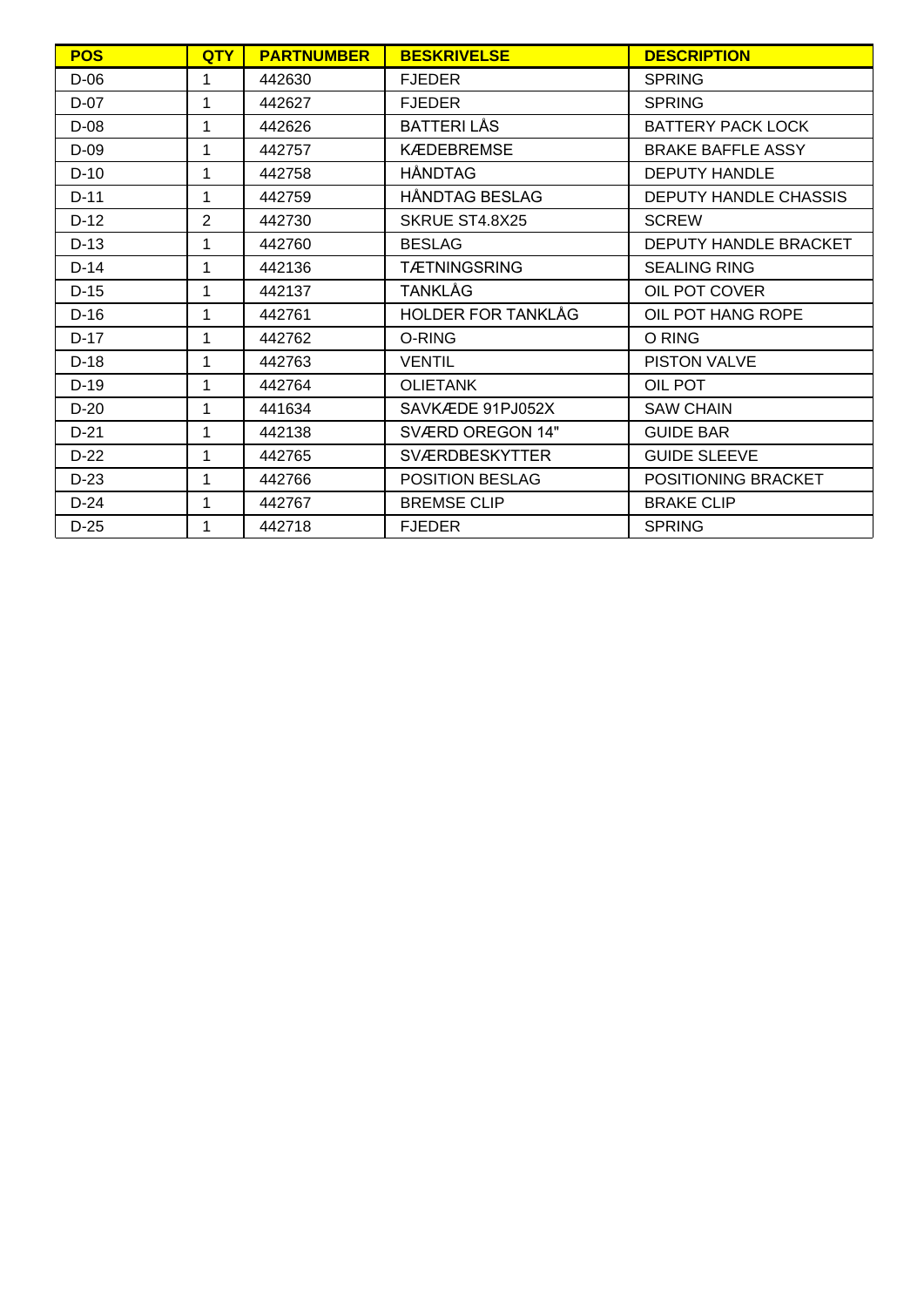| POS | QTY | PARTNUMBER | BESKRIVELSE | DESCRIPTION |
| --- | --- | --- | --- | --- |
| D-06 | 1 | 442630 | FJEDER | SPRING |
| D-07 | 1 | 442627 | FJEDER | SPRING |
| D-08 | 1 | 442626 | BATTERI LÅS | BATTERY PACK LOCK |
| D-09 | 1 | 442757 | KÆDEBREMSE | BRAKE BAFFLE ASSY |
| D-10 | 1 | 442758 | HÅNDTAG | DEPUTY HANDLE |
| D-11 | 1 | 442759 | HÅNDTAG BESLAG | DEPUTY HANDLE CHASSIS |
| D-12 | 2 | 442730 | SKRUE ST4.8X25 | SCREW |
| D-13 | 1 | 442760 | BESLAG | DEPUTY HANDLE BRACKET |
| D-14 | 1 | 442136 | TÆTNINGSRING | SEALING RING |
| D-15 | 1 | 442137 | TANKLÅG | OIL POT COVER |
| D-16 | 1 | 442761 | HOLDER FOR TANKLÅG | OIL POT HANG ROPE |
| D-17 | 1 | 442762 | O-RING | O RING |
| D-18 | 1 | 442763 | VENTIL | PISTON VALVE |
| D-19 | 1 | 442764 | OLIETANK | OIL POT |
| D-20 | 1 | 441634 | SAVKÆDE 91PJ052X | SAW CHAIN |
| D-21 | 1 | 442138 | SVÆRD OREGON 14" | GUIDE BAR |
| D-22 | 1 | 442765 | SVÆRDBESKYTTER | GUIDE SLEEVE |
| D-23 | 1 | 442766 | POSITION BESLAG | POSITIONING BRACKET |
| D-24 | 1 | 442767 | BREMSE CLIP | BRAKE CLIP |
| D-25 | 1 | 442718 | FJEDER | SPRING |